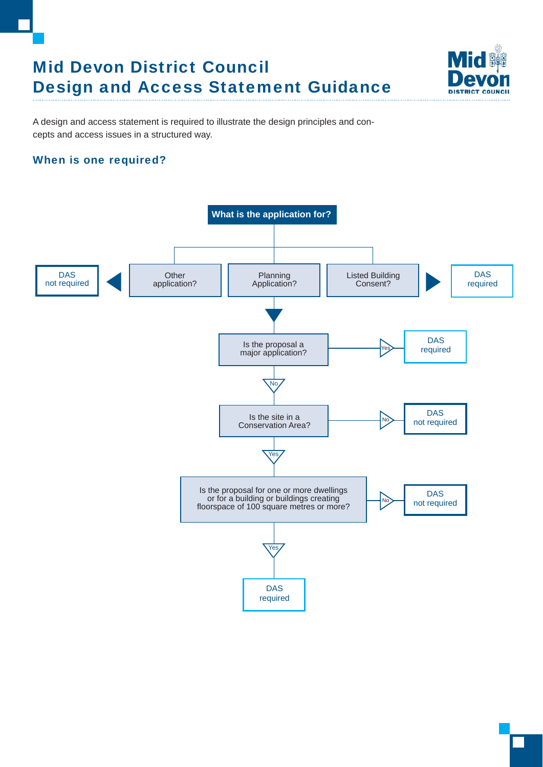# Mid Devon District Council
# Design and Access Statement Guidance

A design and access statement is required to illustrate the design principles and concepts and access issues in a structured way.

## When is one required?

**What is the application for?**

- Other application? → DAS not required
- Listed Building Consent? → DAS required
- Planning Application? →
  - Is the proposal a major application?
    - Yes → DAS required
    - No → Is the site in a Conservation Area?
      - No → DAS not required
      - Yes → Is the proposal for one or more dwellings or for a building or buildings creating floorspace of 100 square metres or more?
        - No → DAS not required
        - Yes → DAS required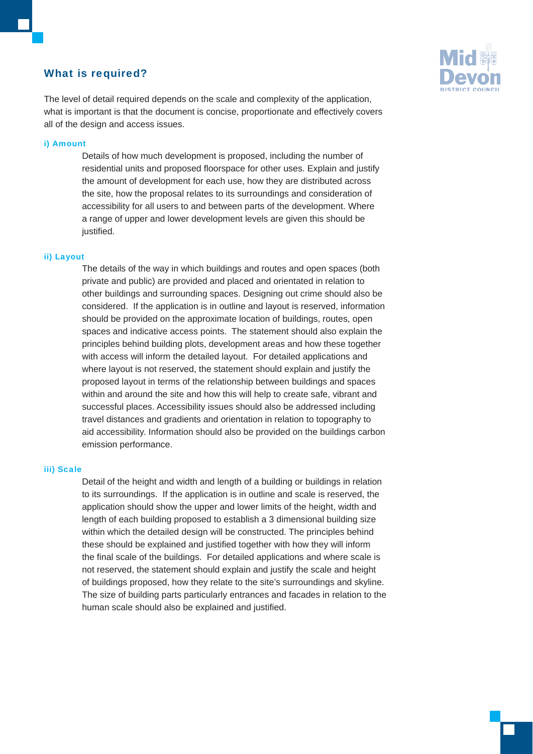## What is required?

The level of detail required depends on the scale and complexity of the application, what is important is that the document is concise, proportionate and effectively covers all of the design and access issues.

#### i) Amount

Details of how much development is proposed, including the number of residential units and proposed floorspace for other uses. Explain and justify the amount of development for each use, how they are distributed across the site, how the proposal relates to its surroundings and consideration of accessibility for all users to and between parts of the development. Where a range of upper and lower development levels are given this should be justified.

#### ii) Layout

The details of the way in which buildings and routes and open spaces (both private and public) are provided and placed and orientated in relation to other buildings and surrounding spaces. Designing out crime should also be considered. If the application is in outline and layout is reserved, information should be provided on the approximate location of buildings, routes, open spaces and indicative access points. The statement should also explain the principles behind building plots, development areas and how these together with access will inform the detailed layout. For detailed applications and where layout is not reserved, the statement should explain and justify the proposed layout in terms of the relationship between buildings and spaces within and around the site and how this will help to create safe, vibrant and successful places. Accessibility issues should also be addressed including travel distances and gradients and orientation in relation to topography to aid accessibility. Information should also be provided on the buildings carbon emission performance.

#### iii) Scale

Detail of the height and width and length of a building or buildings in relation to its surroundings. If the application is in outline and scale is reserved, the application should show the upper and lower limits of the height, width and length of each building proposed to establish a 3 dimensional building size within which the detailed design will be constructed. The principles behind these should be explained and justified together with how they will inform the final scale of the buildings. For detailed applications and where scale is not reserved, the statement should explain and justify the scale and height of buildings proposed, how they relate to the site's surroundings and skyline. The size of building parts particularly entrances and facades in relation to the human scale should also be explained and justified.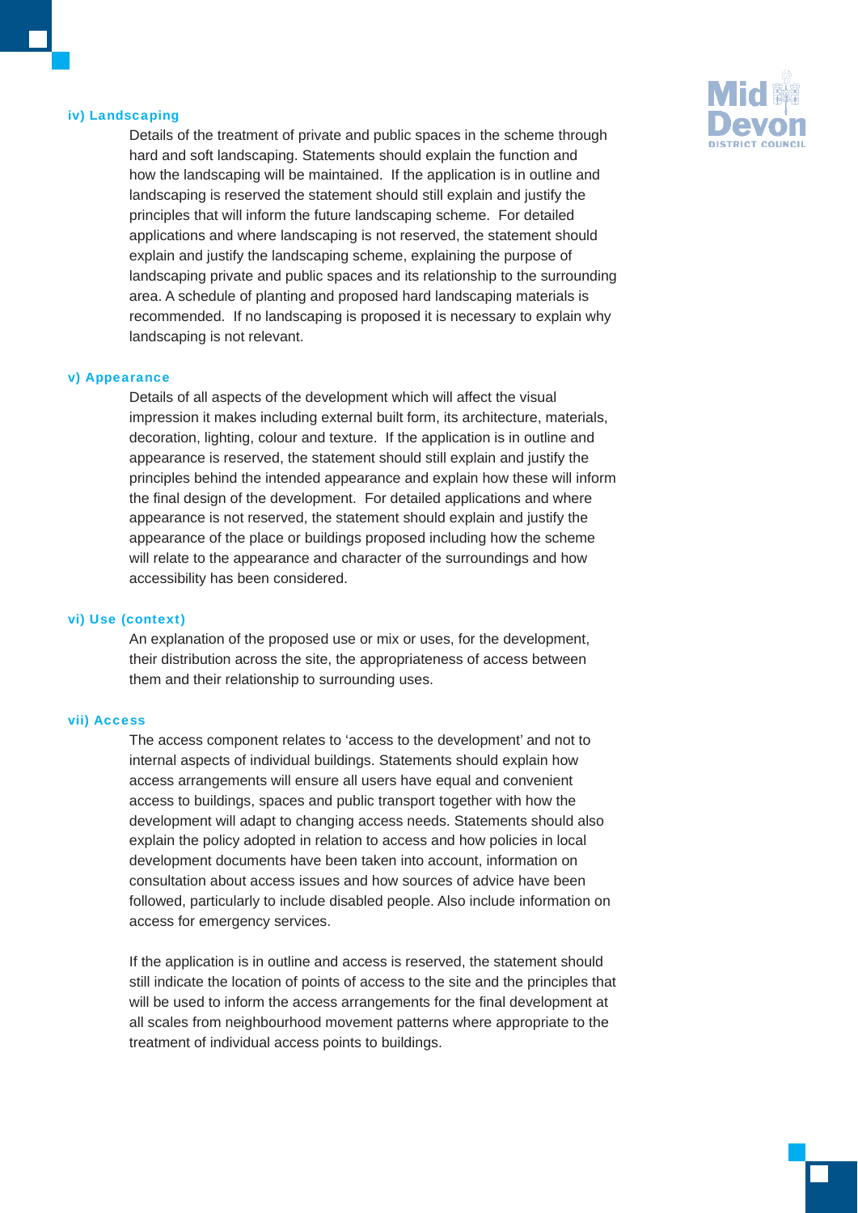#### iv) Landscaping

Details of the treatment of private and public spaces in the scheme through hard and soft landscaping. Statements should explain the function and how the landscaping will be maintained. If the application is in outline and landscaping is reserved the statement should still explain and justify the principles that will inform the future landscaping scheme. For detailed applications and where landscaping is not reserved, the statement should explain and justify the landscaping scheme, explaining the purpose of landscaping private and public spaces and its relationship to the surrounding area. A schedule of planting and proposed hard landscaping materials is recommended. If no landscaping is proposed it is necessary to explain why landscaping is not relevant.

#### v) Appearance

Details of all aspects of the development which will affect the visual impression it makes including external built form, its architecture, materials, decoration, lighting, colour and texture. If the application is in outline and appearance is reserved, the statement should still explain and justify the principles behind the intended appearance and explain how these will inform the final design of the development. For detailed applications and where appearance is not reserved, the statement should explain and justify the appearance of the place or buildings proposed including how the scheme will relate to the appearance and character of the surroundings and how accessibility has been considered.

#### vi) Use (context)

An explanation of the proposed use or mix or uses, for the development, their distribution across the site, the appropriateness of access between them and their relationship to surrounding uses.

#### vii) Access

The access component relates to 'access to the development' and not to internal aspects of individual buildings. Statements should explain how access arrangements will ensure all users have equal and convenient access to buildings, spaces and public transport together with how the development will adapt to changing access needs. Statements should also explain the policy adopted in relation to access and how policies in local development documents have been taken into account, information on consultation about access issues and how sources of advice have been followed, particularly to include disabled people. Also include information on access for emergency services.

If the application is in outline and access is reserved, the statement should still indicate the location of points of access to the site and the principles that will be used to inform the access arrangements for the final development at all scales from neighbourhood movement patterns where appropriate to the treatment of individual access points to buildings.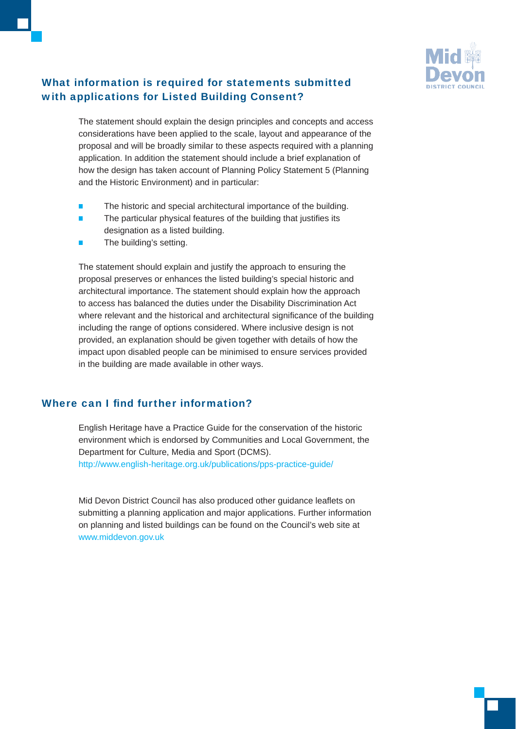## What information is required for statements submitted with applications for Listed Building Consent?

The statement should explain the design principles and concepts and access considerations have been applied to the scale, layout and appearance of the proposal and will be broadly similar to these aspects required with a planning application. In addition the statement should include a brief explanation of how the design has taken account of Planning Policy Statement 5 (Planning and the Historic Environment) and in particular:

- The historic and special architectural importance of the building.
- The particular physical features of the building that justifies its designation as a listed building.
- The building's setting.

The statement should explain and justify the approach to ensuring the proposal preserves or enhances the listed building's special historic and architectural importance. The statement should explain how the approach to access has balanced the duties under the Disability Discrimination Act where relevant and the historical and architectural significance of the building including the range of options considered. Where inclusive design is not provided, an explanation should be given together with details of how the impact upon disabled people can be minimised to ensure services provided in the building are made available in other ways.

## Where can I find further information?

English Heritage have a Practice Guide for the conservation of the historic environment which is endorsed by Communities and Local Government, the Department for Culture, Media and Sport (DCMS).
http://www.english-heritage.org.uk/publications/pps-practice-guide/

Mid Devon District Council has also produced other guidance leaflets on submitting a planning application and major applications. Further information on planning and listed buildings can be found on the Council's web site at www.middevon.gov.uk